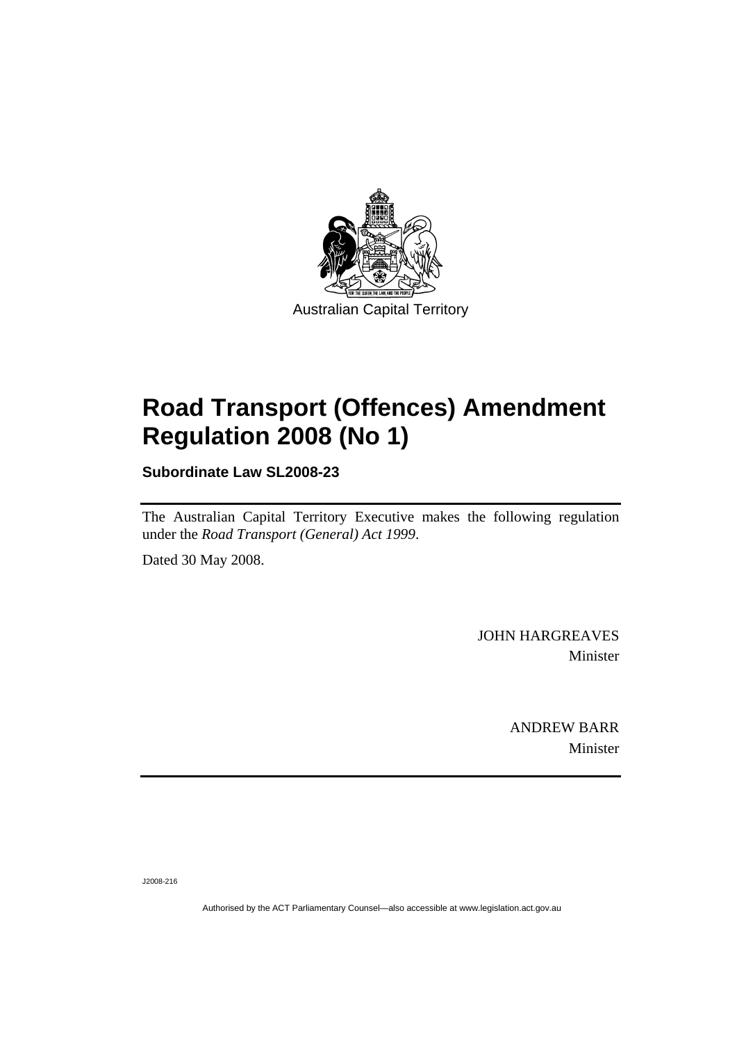Australian Capital Territory

# Road Transport (Offences) Amendment Regulation 2008 (No 1)

**Subordinate Law SL2008-23**

The Australian Capital Territory Executive makes the following regulation under the *Road Transport (General) Act 1999*.

Dated 30 May 2008.

JOHN HARGREAVES
Minister

ANDREW BARR
Minister

J2008-216

Authorised by the ACT Parliamentary Counsel—also accessible at www.legislation.act.gov.au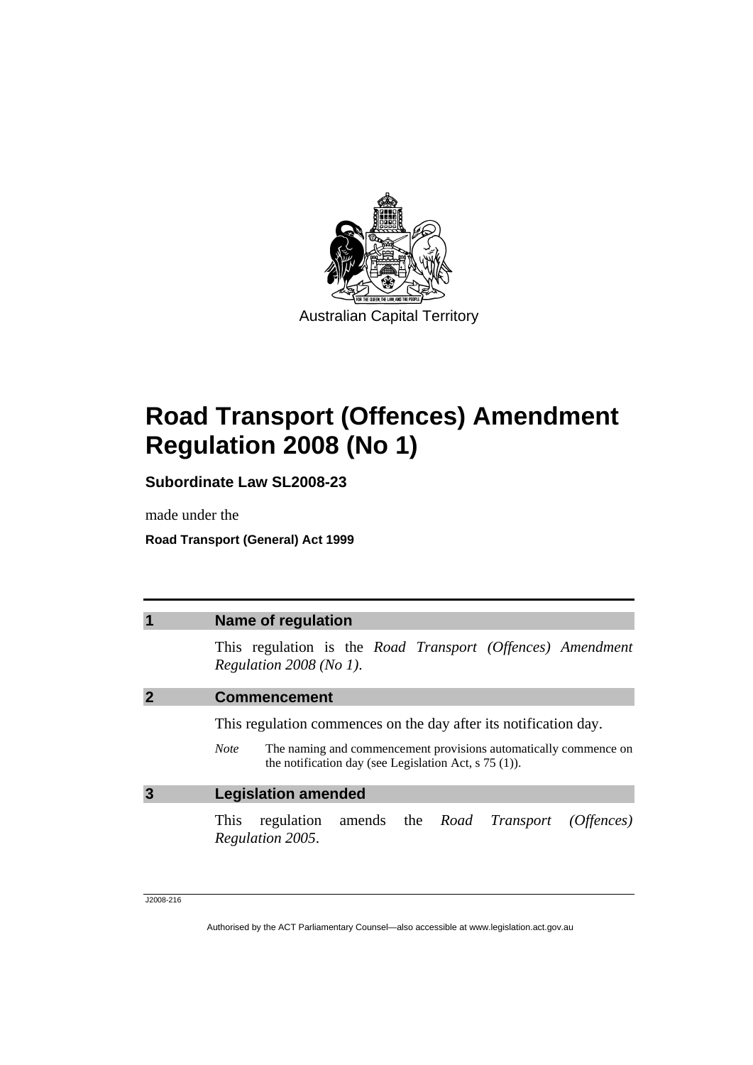Australian Capital Territory

# Road Transport (Offences) Amendment Regulation 2008 (No 1)

**Subordinate Law SL2008-23**

made under the

**Road Transport (General) Act 1999**

## 1 Name of regulation

This regulation is the *Road Transport (Offences) Amendment Regulation 2008 (No 1)*.

## 2 Commencement

This regulation commences on the day after its notification day.

*Note* The naming and commencement provisions automatically commence on the notification day (see Legislation Act, s 75 (1)).

## 3 Legislation amended

This regulation amends the *Road Transport (Offences) Regulation 2005*.

J2008-216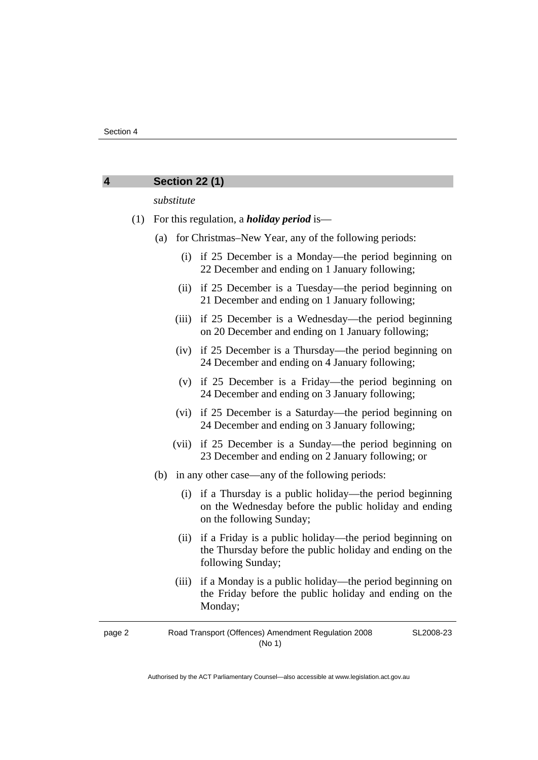## 4 Section 22 (1)

*substitute*

(1) For this regulation, a ***holiday period*** is—

(a) for Christmas–New Year, any of the following periods:

(i) if 25 December is a Monday—the period beginning on 22 December and ending on 1 January following;

(ii) if 25 December is a Tuesday—the period beginning on 21 December and ending on 1 January following;

(iii) if 25 December is a Wednesday—the period beginning on 20 December and ending on 1 January following;

(iv) if 25 December is a Thursday—the period beginning on 24 December and ending on 4 January following;

(v) if 25 December is a Friday—the period beginning on 24 December and ending on 3 January following;

(vi) if 25 December is a Saturday—the period beginning on 24 December and ending on 3 January following;

(vii) if 25 December is a Sunday—the period beginning on 23 December and ending on 2 January following; or

(b) in any other case—any of the following periods:

(i) if a Thursday is a public holiday—the period beginning on the Wednesday before the public holiday and ending on the following Sunday;

(ii) if a Friday is a public holiday—the period beginning on the Thursday before the public holiday and ending on the following Sunday;

(iii) if a Monday is a public holiday—the period beginning on the Friday before the public holiday and ending on the Monday;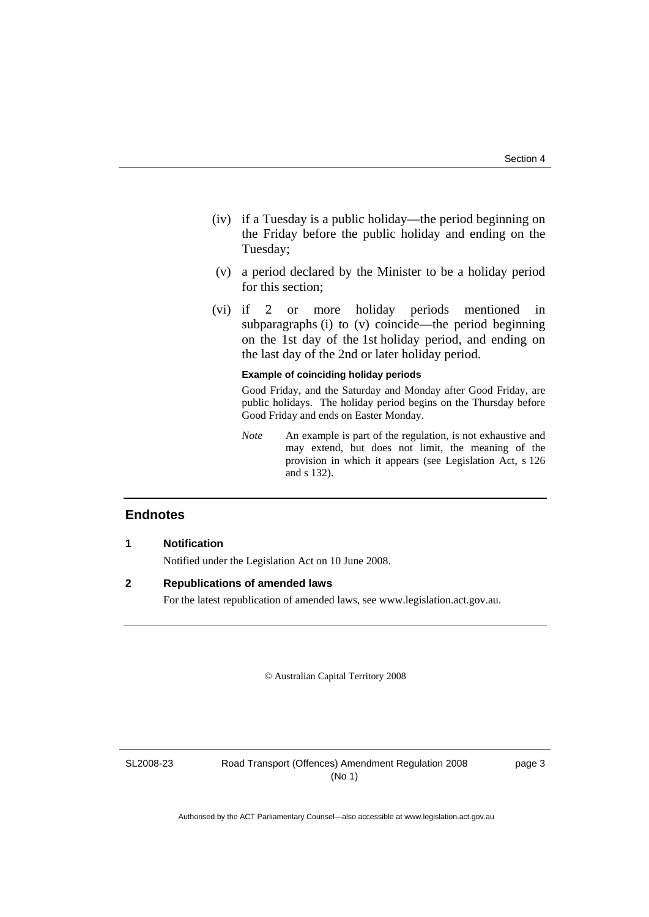(iv) if a Tuesday is a public holiday—the period beginning on the Friday before the public holiday and ending on the Tuesday;

(v) a period declared by the Minister to be a holiday period for this section;

(vi) if 2 or more holiday periods mentioned in subparagraphs (i) to (v) coincide—the period beginning on the 1st day of the 1st holiday period, and ending on the last day of the 2nd or later holiday period.

**Example of coinciding holiday periods**

Good Friday, and the Saturday and Monday after Good Friday, are public holidays. The holiday period begins on the Thursday before Good Friday and ends on Easter Monday.

*Note* An example is part of the regulation, is not exhaustive and may extend, but does not limit, the meaning of the provision in which it appears (see Legislation Act, s 126 and s 132).

## Endnotes

### 1 Notification

Notified under the Legislation Act on 10 June 2008.

### 2 Republications of amended laws

For the latest republication of amended laws, see www.legislation.act.gov.au.

© Australian Capital Territory 2008